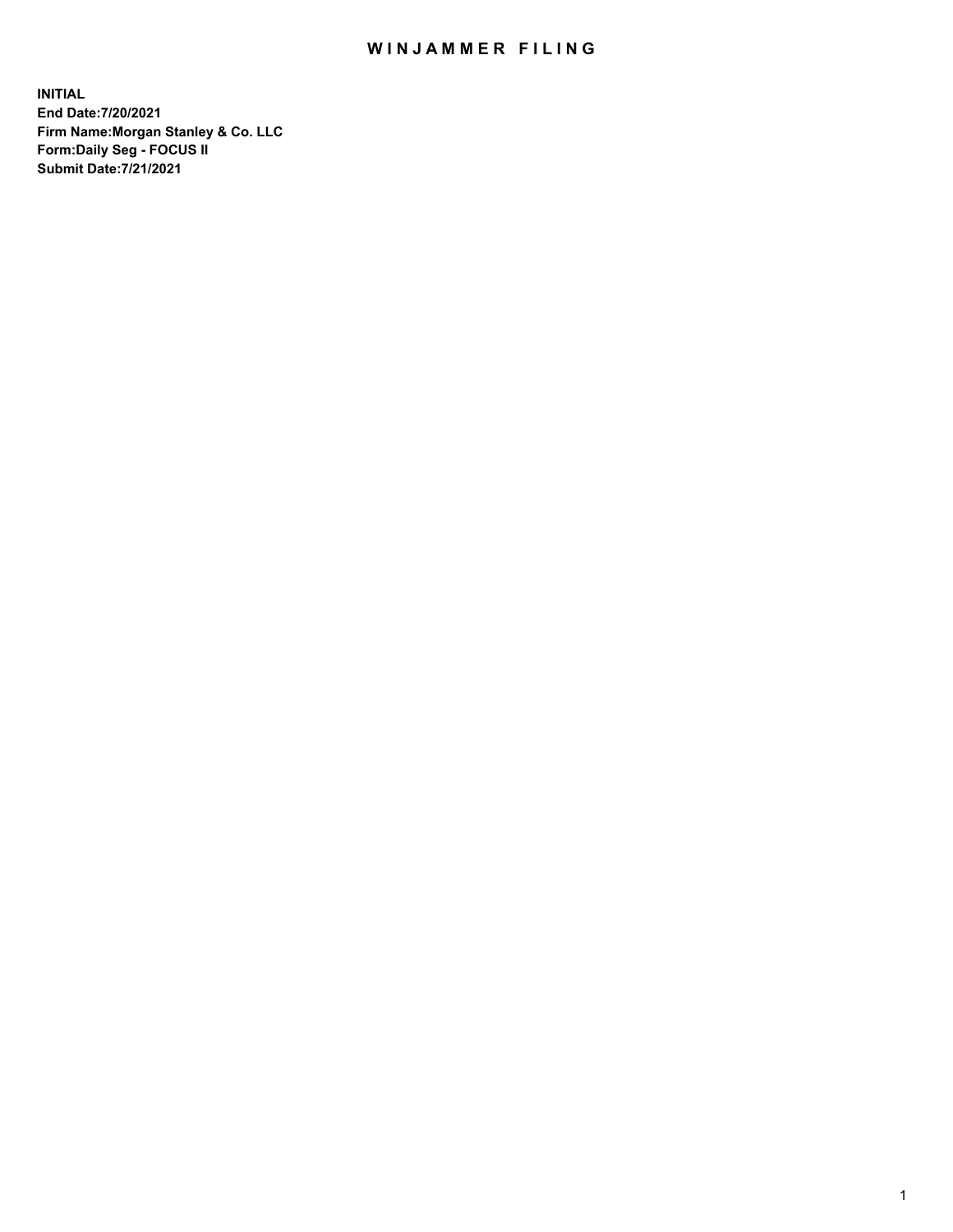# WINJAMMER FILING

**INITIAL**
**End Date:7/20/2021**
**Firm Name:Morgan Stanley & Co. LLC**
**Form:Daily Seg - FOCUS II**
**Submit Date:7/21/2021**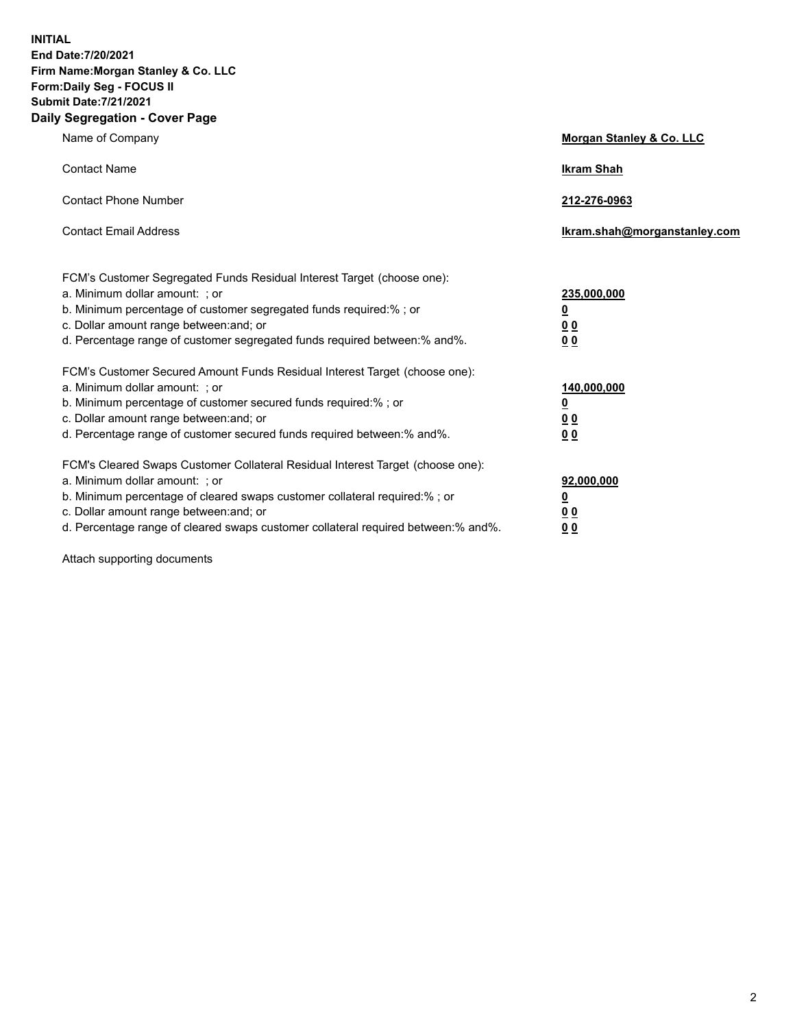**INITIAL**
**End Date:7/20/2021**
**Firm Name:Morgan Stanley & Co. LLC**
**Form:Daily Seg - FOCUS II**
**Submit Date:7/21/2021**

## Daily Segregation - Cover Page

| | |
|---|---|
| Name of Company | **Morgan Stanley & Co. LLC** |
| Contact Name | **Ikram Shah** |
| Contact Phone Number | **212-276-0963** |
| Contact Email Address | **Ikram.shah@morganstanley.com** |

| | |
|---|---|
| FCM's Customer Segregated Funds Residual Interest Target (choose one): | |
| a. Minimum dollar amount: ; or | **235,000,000** |
| b. Minimum percentage of customer segregated funds required:% ; or | **0** |
| c. Dollar amount range between:and; or | **0 0** |
| d. Percentage range of customer segregated funds required between:% and%. | **0 0** |
| FCM's Customer Secured Amount Funds Residual Interest Target (choose one): | |
| a. Minimum dollar amount: ; or | **140,000,000** |
| b. Minimum percentage of customer secured funds required:% ; or | **0** |
| c. Dollar amount range between:and; or | **0 0** |
| d. Percentage range of customer secured funds required between:% and%. | **0 0** |
| FCM's Cleared Swaps Customer Collateral Residual Interest Target (choose one): | |
| a. Minimum dollar amount: ; or | **92,000,000** |
| b. Minimum percentage of cleared swaps customer collateral required:% ; or | **0** |
| c. Dollar amount range between:and; or | **0 0** |
| d. Percentage range of cleared swaps customer collateral required between:% and%. | **0 0** |

Attach supporting documents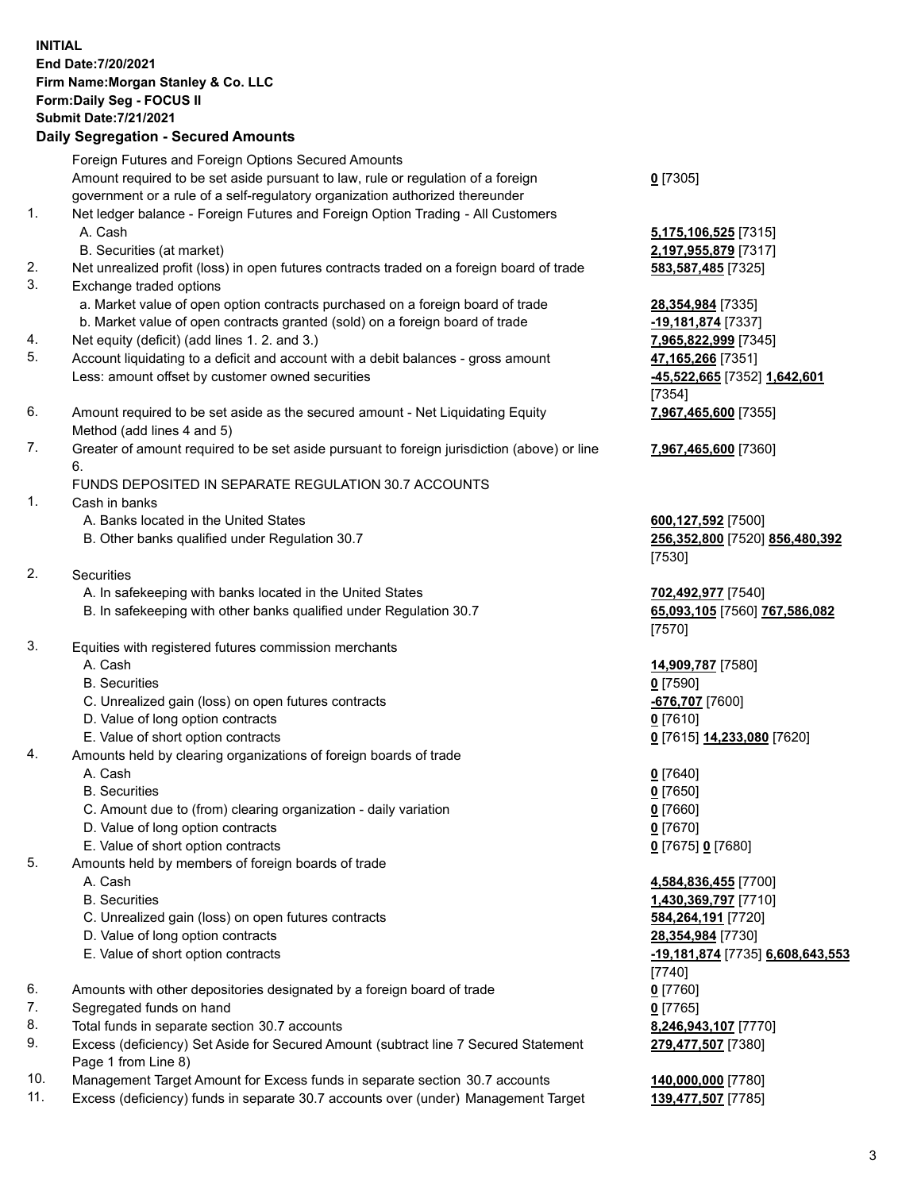**INITIAL**
**End Date:7/20/2021**
**Firm Name:Morgan Stanley & Co. LLC**
**Form:Daily Seg - FOCUS II**
**Submit Date:7/21/2021**

## Daily Segregation - Secured Amounts

| | | |
|---|---|---|
| | Foreign Futures and Foreign Options Secured Amounts | |
| | Amount required to be set aside pursuant to law, rule or regulation of a foreign government or a rule of a self-regulatory organization authorized thereunder | **0** [7305] |
| 1. | Net ledger balance - Foreign Futures and Foreign Option Trading - All Customers | |
| | A. Cash | **5,175,106,525** [7315] |
| | B. Securities (at market) | **2,197,955,879** [7317] |
| 2. | Net unrealized profit (loss) in open futures contracts traded on a foreign board of trade | **583,587,485** [7325] |
| 3. | Exchange traded options | |
| | a. Market value of open option contracts purchased on a foreign board of trade | **28,354,984** [7335] |
| | b. Market value of open contracts granted (sold) on a foreign board of trade | **-19,181,874** [7337] |
| 4. | Net equity (deficit) (add lines 1. 2. and 3.) | **7,965,822,999** [7345] |
| 5. | Account liquidating to a deficit and account with a debit balances - gross amount | **47,165,266** [7351] |
| | Less: amount offset by customer owned securities | **-45,522,665** [7352] **1,642,601** [7354] |
| 6. | Amount required to be set aside as the secured amount - Net Liquidating Equity Method (add lines 4 and 5) | **7,967,465,600** [7355] |
| 7. | Greater of amount required to be set aside pursuant to foreign jurisdiction (above) or line 6. | **7,967,465,600** [7360] |
| | FUNDS DEPOSITED IN SEPARATE REGULATION 30.7 ACCOUNTS | |
| 1. | Cash in banks | |
| | A. Banks located in the United States | **600,127,592** [7500] |
| | B. Other banks qualified under Regulation 30.7 | **256,352,800** [7520] **856,480,392** [7530] |
| 2. | Securities | |
| | A. In safekeeping with banks located in the United States | **702,492,977** [7540] |
| | B. In safekeeping with other banks qualified under Regulation 30.7 | **65,093,105** [7560] **767,586,082** [7570] |
| 3. | Equities with registered futures commission merchants | |
| | A. Cash | **14,909,787** [7580] |
| | B. Securities | **0** [7590] |
| | C. Unrealized gain (loss) on open futures contracts | **-676,707** [7600] |
| | D. Value of long option contracts | **0** [7610] |
| | E. Value of short option contracts | **0** [7615] **14,233,080** [7620] |
| 4. | Amounts held by clearing organizations of foreign boards of trade | |
| | A. Cash | **0** [7640] |
| | B. Securities | **0** [7650] |
| | C. Amount due to (from) clearing organization - daily variation | **0** [7660] |
| | D. Value of long option contracts | **0** [7670] |
| | E. Value of short option contracts | **0** [7675] **0** [7680] |
| 5. | Amounts held by members of foreign boards of trade | |
| | A. Cash | **4,584,836,455** [7700] |
| | B. Securities | **1,430,369,797** [7710] |
| | C. Unrealized gain (loss) on open futures contracts | **584,264,191** [7720] |
| | D. Value of long option contracts | **28,354,984** [7730] |
| | E. Value of short option contracts | **-19,181,874** [7735] **6,608,643,553** [7740] |
| 6. | Amounts with other depositories designated by a foreign board of trade | **0** [7760] |
| 7. | Segregated funds on hand | **0** [7765] |
| 8. | Total funds in separate section 30.7 accounts | **8,246,943,107** [7770] |
| 9. | Excess (deficiency) Set Aside for Secured Amount (subtract line 7 Secured Statement Page 1 from Line 8) | **279,477,507** [7380] |
| 10. | Management Target Amount for Excess funds in separate section 30.7 accounts | **140,000,000** [7780] |
| 11. | Excess (deficiency) funds in separate 30.7 accounts over (under) Management Target | **139,477,507** [7785] |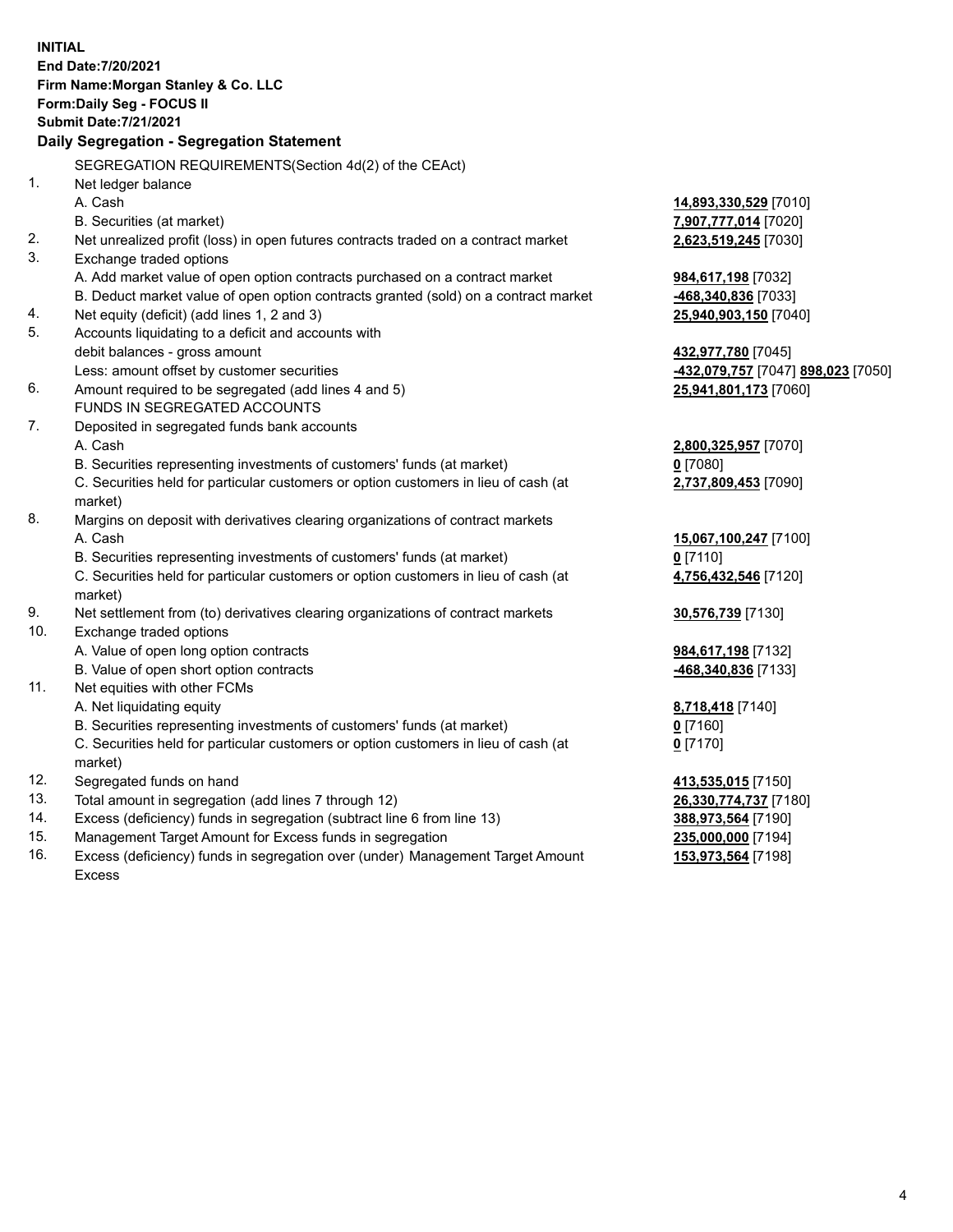**INITIAL**
**End Date:7/20/2021**
**Firm Name:Morgan Stanley & Co. LLC**
**Form:Daily Seg - FOCUS II**
**Submit Date:7/21/2021**

### Daily Segregation - Segregation Statement

SEGREGATION REQUIREMENTS(Section 4d(2) of the CEAct)

| | | |
|---|---|---|
| 1. | Net ledger balance | |
| | A. Cash | **14,893,330,529** [7010] |
| | B. Securities (at market) | **7,907,777,014** [7020] |
| 2. | Net unrealized profit (loss) in open futures contracts traded on a contract market | **2,623,519,245** [7030] |
| 3. | Exchange traded options | |
| | A. Add market value of open option contracts purchased on a contract market | **984,617,198** [7032] |
| | B. Deduct market value of open option contracts granted (sold) on a contract market | **-468,340,836** [7033] |
| 4. | Net equity (deficit) (add lines 1, 2 and 3) | **25,940,903,150** [7040] |
| 5. | Accounts liquidating to a deficit and accounts with debit balances - gross amount | **432,977,780** [7045] |
| | Less: amount offset by customer securities | **-432,079,757** [7047] **898,023** [7050] |
| 6. | Amount required to be segregated (add lines 4 and 5) | **25,941,801,173** [7060] |
| | FUNDS IN SEGREGATED ACCOUNTS | |
| 7. | Deposited in segregated funds bank accounts | |
| | A. Cash | **2,800,325,957** [7070] |
| | B. Securities representing investments of customers' funds (at market) | **0** [7080] |
| | C. Securities held for particular customers or option customers in lieu of cash (at market) | **2,737,809,453** [7090] |
| 8. | Margins on deposit with derivatives clearing organizations of contract markets | |
| | A. Cash | **15,067,100,247** [7100] |
| | B. Securities representing investments of customers' funds (at market) | **0** [7110] |
| | C. Securities held for particular customers or option customers in lieu of cash (at market) | **4,756,432,546** [7120] |
| 9. | Net settlement from (to) derivatives clearing organizations of contract markets | **30,576,739** [7130] |
| 10. | Exchange traded options | |
| | A. Value of open long option contracts | **984,617,198** [7132] |
| | B. Value of open short option contracts | **-468,340,836** [7133] |
| 11. | Net equities with other FCMs | |
| | A. Net liquidating equity | **8,718,418** [7140] |
| | B. Securities representing investments of customers' funds (at market) | **0** [7160] |
| | C. Securities held for particular customers or option customers in lieu of cash (at market) | **0** [7170] |
| 12. | Segregated funds on hand | **413,535,015** [7150] |
| 13. | Total amount in segregation (add lines 7 through 12) | **26,330,774,737** [7180] |
| 14. | Excess (deficiency) funds in segregation (subtract line 6 from line 13) | **388,973,564** [7190] |
| 15. | Management Target Amount for Excess funds in segregation | **235,000,000** [7194] |
| 16. | Excess (deficiency) funds in segregation over (under) Management Target Amount Excess | **153,973,564** [7198] |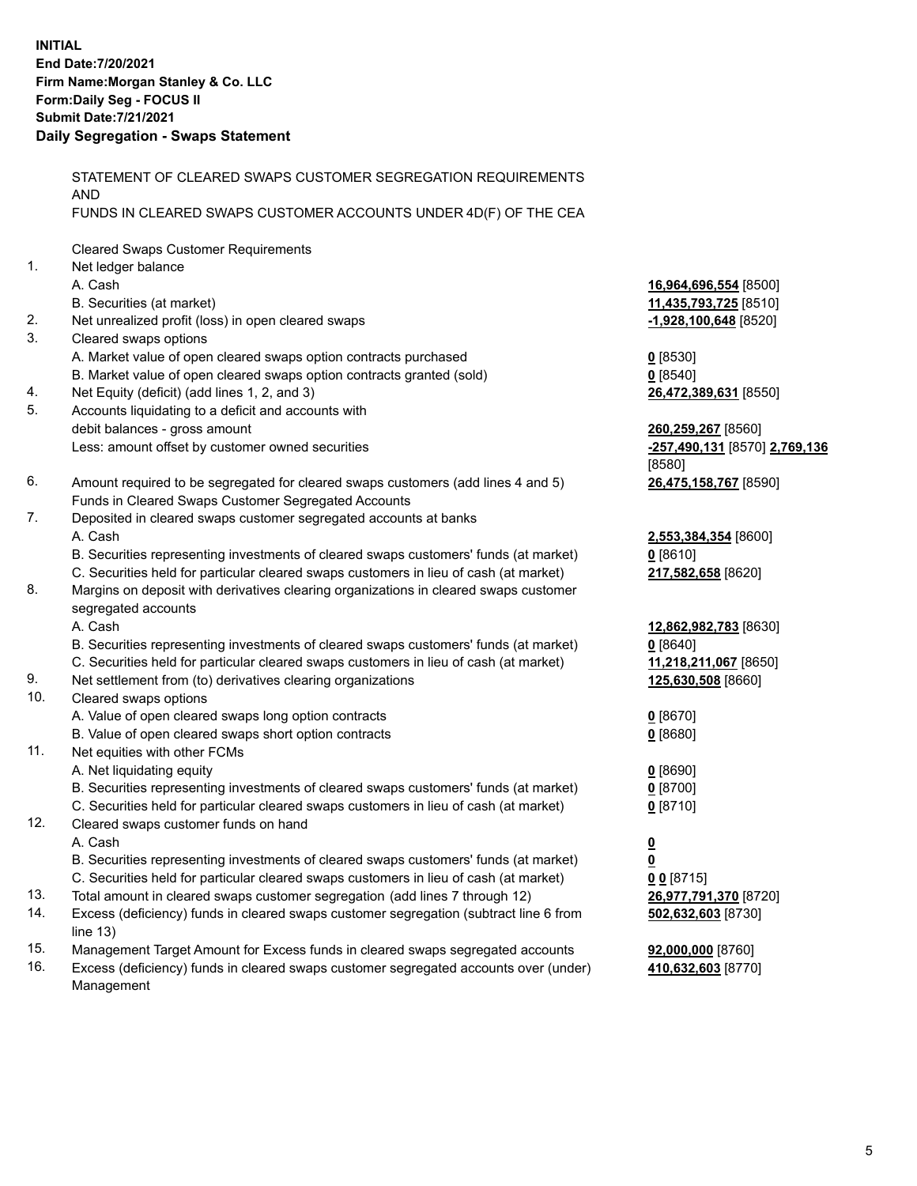**INITIAL**
**End Date:7/20/2021**
**Firm Name:Morgan Stanley & Co. LLC**
**Form:Daily Seg - FOCUS II**
**Submit Date:7/21/2021**
**Daily Segregation - Swaps Statement**

STATEMENT OF CLEARED SWAPS CUSTOMER SEGREGATION REQUIREMENTS AND
FUNDS IN CLEARED SWAPS CUSTOMER ACCOUNTS UNDER 4D(F) OF THE CEA

| | | |
|---|---|---|
| | Cleared Swaps Customer Requirements | |
| 1. | Net ledger balance | |
| | A. Cash | **16,964,696,554** [8500] |
| | B. Securities (at market) | **11,435,793,725** [8510] |
| 2. | Net unrealized profit (loss) in open cleared swaps | **-1,928,100,648** [8520] |
| 3. | Cleared swaps options | |
| | A. Market value of open cleared swaps option contracts purchased | **0** [8530] |
| | B. Market value of open cleared swaps option contracts granted (sold) | **0** [8540] |
| 4. | Net Equity (deficit) (add lines 1, 2, and 3) | **26,472,389,631** [8550] |
| 5. | Accounts liquidating to a deficit and accounts with | |
| | debit balances - gross amount | **260,259,267** [8560] |
| | Less: amount offset by customer owned securities | **-257,490,131** [8570] **2,769,136** [8580] |
| 6. | Amount required to be segregated for cleared swaps customers (add lines 4 and 5) | **26,475,158,767** [8590] |
| | Funds in Cleared Swaps Customer Segregated Accounts | |
| 7. | Deposited in cleared swaps customer segregated accounts at banks | |
| | A. Cash | **2,553,384,354** [8600] |
| | B. Securities representing investments of cleared swaps customers' funds (at market) | **0** [8610] |
| | C. Securities held for particular cleared swaps customers in lieu of cash (at market) | **217,582,658** [8620] |
| 8. | Margins on deposit with derivatives clearing organizations in cleared swaps customer segregated accounts | |
| | A. Cash | **12,862,982,783** [8630] |
| | B. Securities representing investments of cleared swaps customers' funds (at market) | **0** [8640] |
| | C. Securities held for particular cleared swaps customers in lieu of cash (at market) | **11,218,211,067** [8650] |
| 9. | Net settlement from (to) derivatives clearing organizations | **125,630,508** [8660] |
| 10. | Cleared swaps options | |
| | A. Value of open cleared swaps long option contracts | **0** [8670] |
| | B. Value of open cleared swaps short option contracts | **0** [8680] |
| 11. | Net equities with other FCMs | |
| | A. Net liquidating equity | **0** [8690] |
| | B. Securities representing investments of cleared swaps customers' funds (at market) | **0** [8700] |
| | C. Securities held for particular cleared swaps customers in lieu of cash (at market) | **0** [8710] |
| 12. | Cleared swaps customer funds on hand | |
| | A. Cash | **0** |
| | B. Securities representing investments of cleared swaps customers' funds (at market) | **0** |
| | C. Securities held for particular cleared swaps customers in lieu of cash (at market) | **0** **0** [8715] |
| 13. | Total amount in cleared swaps customer segregation (add lines 7 through 12) | **26,977,791,370** [8720] |
| 14. | Excess (deficiency) funds in cleared swaps customer segregation (subtract line 6 from line 13) | **502,632,603** [8730] |
| 15. | Management Target Amount for Excess funds in cleared swaps segregated accounts | **92,000,000** [8760] |
| 16. | Excess (deficiency) funds in cleared swaps customer segregated accounts over (under) Management | **410,632,603** [8770] |